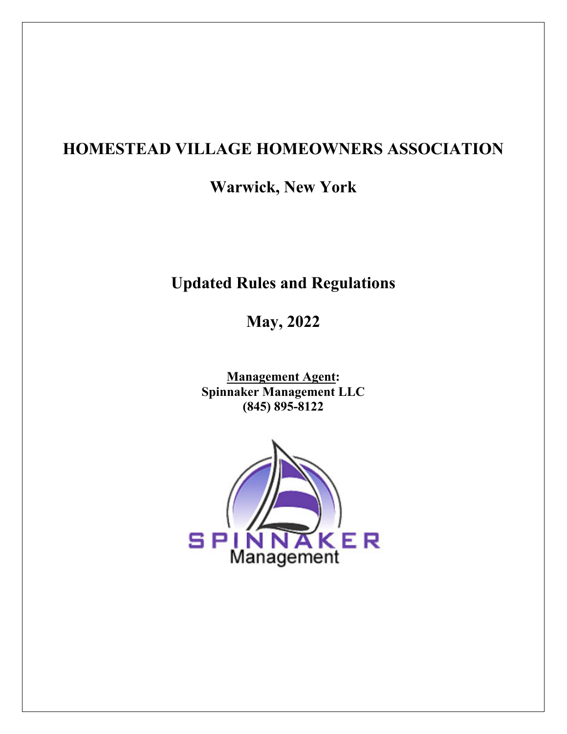# HOMESTEAD VILLAGE HOMEOWNERS ASSOCIATION

## Warwick, New York

## Updated Rules and Regulations

## May, 2022

**<u>Management Agent</u>:**
**Spinnaker Management LLC**
**(845) 895-8122**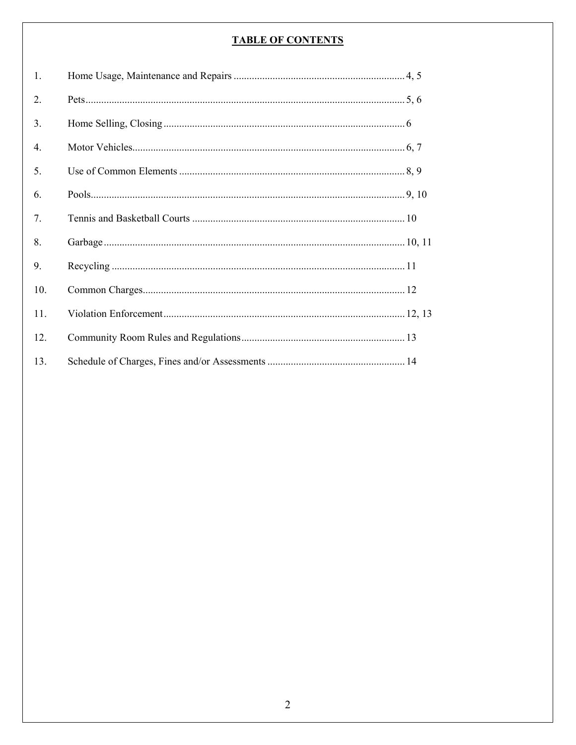# TABLE OF CONTENTS

1. Home Usage, Maintenance and Repairs ....... 4, 5
2. Pets ....... 5, 6
3. Home Selling, Closing ....... 6
4. Motor Vehicles ....... 6, 7
5. Use of Common Elements ....... 8, 9
6. Pools ....... 9, 10
7. Tennis and Basketball Courts ....... 10
8. Garbage ....... 10, 11
9. Recycling ....... 11
10. Common Charges ....... 12
11. Violation Enforcement ....... 12, 13
12. Community Room Rules and Regulations ....... 13
13. Schedule of Charges, Fines and/or Assessments ....... 14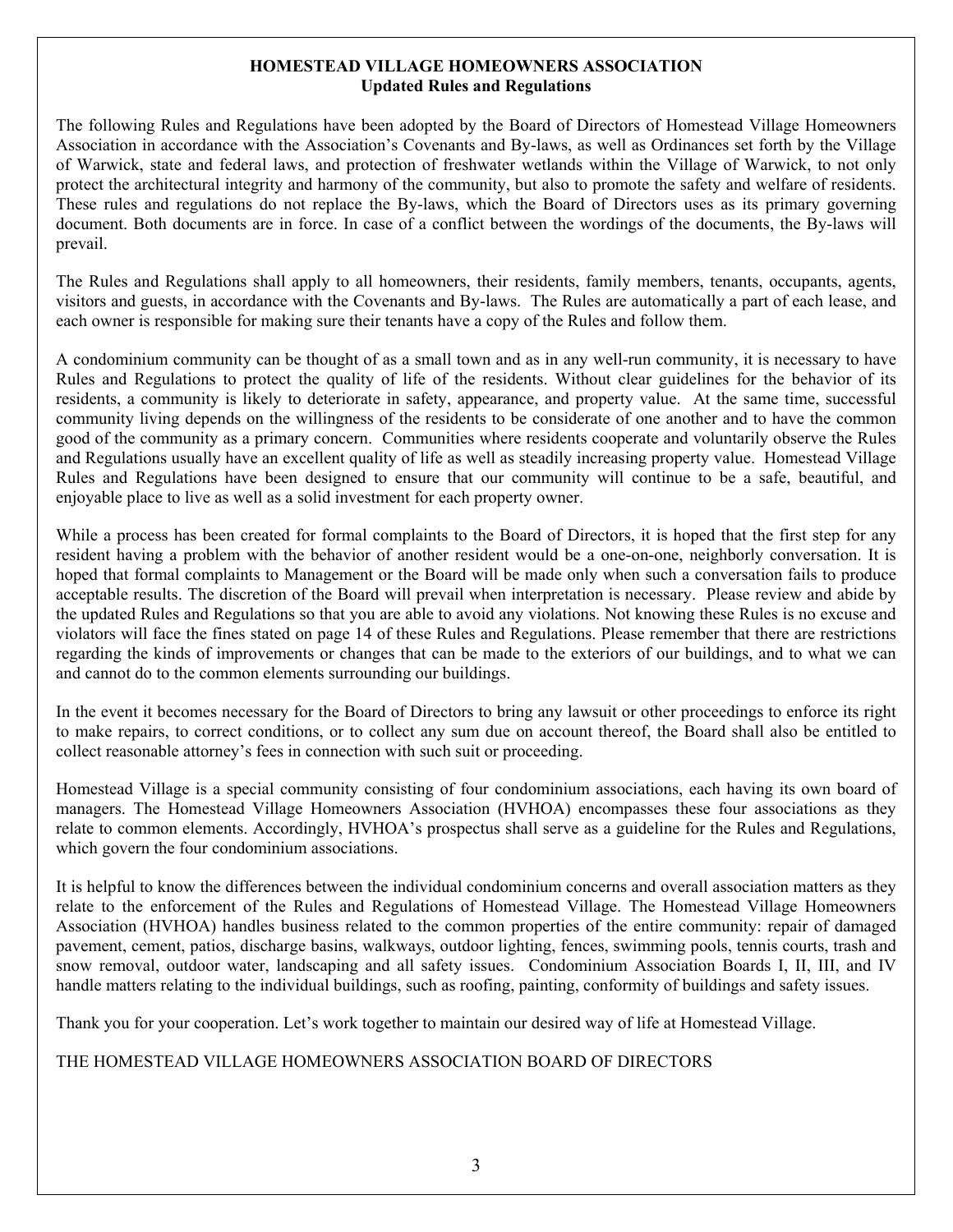# HOMESTEAD VILLAGE HOMEOWNERS ASSOCIATION
## Updated Rules and Regulations

The following Rules and Regulations have been adopted by the Board of Directors of Homestead Village Homeowners Association in accordance with the Association's Covenants and By-laws, as well as Ordinances set forth by the Village of Warwick, state and federal laws, and protection of freshwater wetlands within the Village of Warwick, to not only protect the architectural integrity and harmony of the community, but also to promote the safety and welfare of residents. These rules and regulations do not replace the By-laws, which the Board of Directors uses as its primary governing document. Both documents are in force. In case of a conflict between the wordings of the documents, the By-laws will prevail.

The Rules and Regulations shall apply to all homeowners, their residents, family members, tenants, occupants, agents, visitors and guests, in accordance with the Covenants and By-laws. The Rules are automatically a part of each lease, and each owner is responsible for making sure their tenants have a copy of the Rules and follow them.

A condominium community can be thought of as a small town and as in any well-run community, it is necessary to have Rules and Regulations to protect the quality of life of the residents. Without clear guidelines for the behavior of its residents, a community is likely to deteriorate in safety, appearance, and property value. At the same time, successful community living depends on the willingness of the residents to be considerate of one another and to have the common good of the community as a primary concern. Communities where residents cooperate and voluntarily observe the Rules and Regulations usually have an excellent quality of life as well as steadily increasing property value. Homestead Village Rules and Regulations have been designed to ensure that our community will continue to be a safe, beautiful, and enjoyable place to live as well as a solid investment for each property owner.

While a process has been created for formal complaints to the Board of Directors, it is hoped that the first step for any resident having a problem with the behavior of another resident would be a one-on-one, neighborly conversation. It is hoped that formal complaints to Management or the Board will be made only when such a conversation fails to produce acceptable results. The discretion of the Board will prevail when interpretation is necessary. Please review and abide by the updated Rules and Regulations so that you are able to avoid any violations. Not knowing these Rules is no excuse and violators will face the fines stated on page 14 of these Rules and Regulations. Please remember that there are restrictions regarding the kinds of improvements or changes that can be made to the exteriors of our buildings, and to what we can and cannot do to the common elements surrounding our buildings.

In the event it becomes necessary for the Board of Directors to bring any lawsuit or other proceedings to enforce its right to make repairs, to correct conditions, or to collect any sum due on account thereof, the Board shall also be entitled to collect reasonable attorney's fees in connection with such suit or proceeding.

Homestead Village is a special community consisting of four condominium associations, each having its own board of managers. The Homestead Village Homeowners Association (HVHOA) encompasses these four associations as they relate to common elements. Accordingly, HVHOA's prospectus shall serve as a guideline for the Rules and Regulations, which govern the four condominium associations.

It is helpful to know the differences between the individual condominium concerns and overall association matters as they relate to the enforcement of the Rules and Regulations of Homestead Village. The Homestead Village Homeowners Association (HVHOA) handles business related to the common properties of the entire community: repair of damaged pavement, cement, patios, discharge basins, walkways, outdoor lighting, fences, swimming pools, tennis courts, trash and snow removal, outdoor water, landscaping and all safety issues. Condominium Association Boards I, II, III, and IV handle matters relating to the individual buildings, such as roofing, painting, conformity of buildings and safety issues.

Thank you for your cooperation. Let's work together to maintain our desired way of life at Homestead Village.

THE HOMESTEAD VILLAGE HOMEOWNERS ASSOCIATION BOARD OF DIRECTORS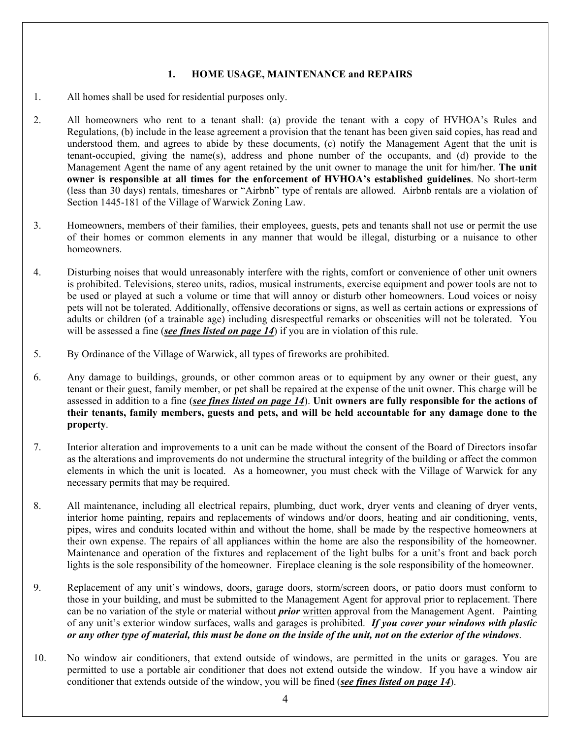## 1. HOME USAGE, MAINTENANCE and REPAIRS

1. All homes shall be used for residential purposes only.

2. All homeowners who rent to a tenant shall: (a) provide the tenant with a copy of HVHOA's Rules and Regulations, (b) include in the lease agreement a provision that the tenant has been given said copies, has read and understood them, and agrees to abide by these documents, (c) notify the Management Agent that the unit is tenant-occupied, giving the name(s), address and phone number of the occupants, and (d) provide to the Management Agent the name of any agent retained by the unit owner to manage the unit for him/her. **The unit owner is responsible at all times for the enforcement of HVHOA's established guidelines**. No short-term (less than 30 days) rentals, timeshares or "Airbnb" type of rentals are allowed. Airbnb rentals are a violation of Section 1445-181 of the Village of Warwick Zoning Law.

3. Homeowners, members of their families, their employees, guests, pets and tenants shall not use or permit the use of their homes or common elements in any manner that would be illegal, disturbing or a nuisance to other homeowners.

4. Disturbing noises that would unreasonably interfere with the rights, comfort or convenience of other unit owners is prohibited. Televisions, stereo units, radios, musical instruments, exercise equipment and power tools are not to be used or played at such a volume or time that will annoy or disturb other homeowners. Loud voices or noisy pets will not be tolerated. Additionally, offensive decorations or signs, as well as certain actions or expressions of adults or children (of a trainable age) including disrespectful remarks or obscenities will not be tolerated. You will be assessed a fine (***see fines listed on page 14***) if you are in violation of this rule.

5. By Ordinance of the Village of Warwick, all types of fireworks are prohibited.

6. Any damage to buildings, grounds, or other common areas or to equipment by any owner or their guest, any tenant or their guest, family member, or pet shall be repaired at the expense of the unit owner. This charge will be assessed in addition to a fine (***see fines listed on page 14***). **Unit owners are fully responsible for the actions of their tenants, family members, guests and pets, and will be held accountable for any damage done to the property**.

7. Interior alteration and improvements to a unit can be made without the consent of the Board of Directors insofar as the alterations and improvements do not undermine the structural integrity of the building or affect the common elements in which the unit is located. As a homeowner, you must check with the Village of Warwick for any necessary permits that may be required.

8. All maintenance, including all electrical repairs, plumbing, duct work, dryer vents and cleaning of dryer vents, interior home painting, repairs and replacements of windows and/or doors, heating and air conditioning, vents, pipes, wires and conduits located within and without the home, shall be made by the respective homeowners at their own expense. The repairs of all appliances within the home are also the responsibility of the homeowner. Maintenance and operation of the fixtures and replacement of the light bulbs for a unit's front and back porch lights is the sole responsibility of the homeowner. Fireplace cleaning is the sole responsibility of the homeowner.

9. Replacement of any unit's windows, doors, garage doors, storm/screen doors, or patio doors must conform to those in your building, and must be submitted to the Management Agent for approval prior to replacement. There can be no variation of the style or material without ***prior*** <u>written</u> approval from the Management Agent. Painting of any unit's exterior window surfaces, walls and garages is prohibited. ***If you cover your windows with plastic or any other type of material, this must be done on the inside of the unit, not on the exterior of the windows***.

10. No window air conditioners, that extend outside of windows, are permitted in the units or garages. You are permitted to use a portable air conditioner that does not extend outside the window. If you have a window air conditioner that extends outside of the window, you will be fined (***see fines listed on page 14***).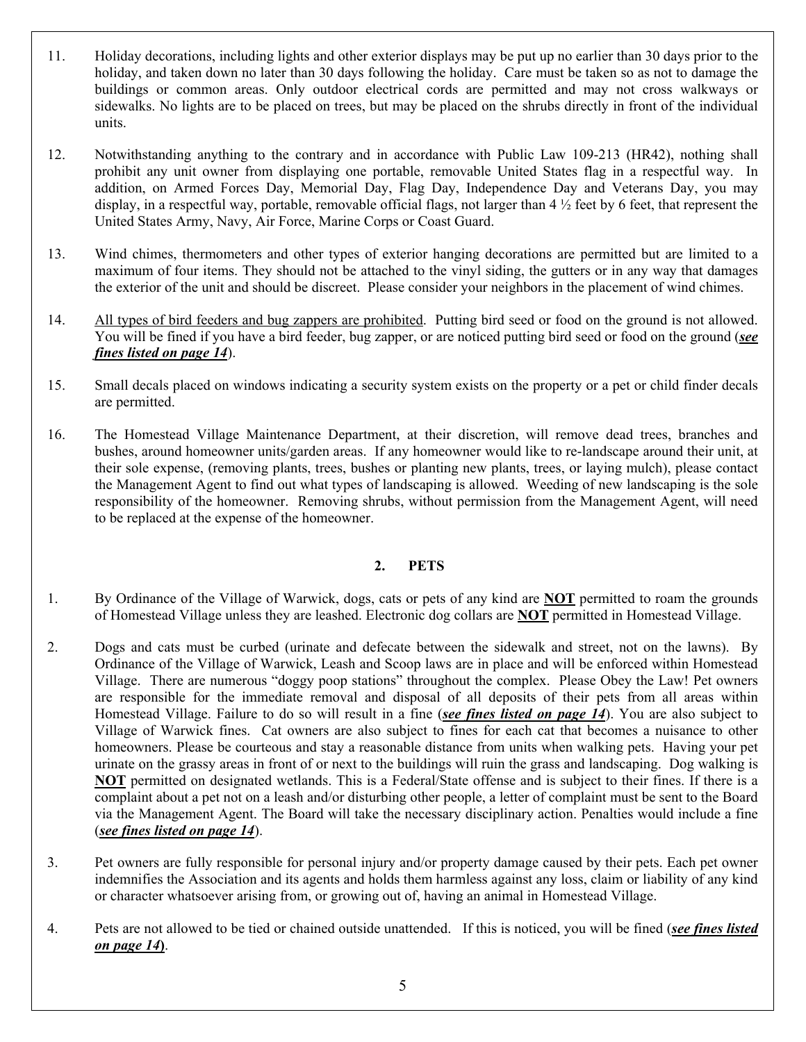11. Holiday decorations, including lights and other exterior displays may be put up no earlier than 30 days prior to the holiday, and taken down no later than 30 days following the holiday. Care must be taken so as not to damage the buildings or common areas. Only outdoor electrical cords are permitted and may not cross walkways or sidewalks. No lights are to be placed on trees, but may be placed on the shrubs directly in front of the individual units.

12. Notwithstanding anything to the contrary and in accordance with Public Law 109-213 (HR42), nothing shall prohibit any unit owner from displaying one portable, removable United States flag in a respectful way. In addition, on Armed Forces Day, Memorial Day, Flag Day, Independence Day and Veterans Day, you may display, in a respectful way, portable, removable official flags, not larger than 4 ½ feet by 6 feet, that represent the United States Army, Navy, Air Force, Marine Corps or Coast Guard.

13. Wind chimes, thermometers and other types of exterior hanging decorations are permitted but are limited to a maximum of four items. They should not be attached to the vinyl siding, the gutters or in any way that damages the exterior of the unit and should be discreet. Please consider your neighbors in the placement of wind chimes.

14. <u>All types of bird feeders and bug zappers are prohibited</u>. Putting bird seed or food on the ground is not allowed. You will be fined if you have a bird feeder, bug zapper, or are noticed putting bird seed or food on the ground (***<u>see fines listed on page 14</u>***).

15. Small decals placed on windows indicating a security system exists on the property or a pet or child finder decals are permitted.

16. The Homestead Village Maintenance Department, at their discretion, will remove dead trees, branches and bushes, around homeowner units/garden areas. If any homeowner would like to re-landscape around their unit, at their sole expense, (removing plants, trees, bushes or planting new plants, trees, or laying mulch), please contact the Management Agent to find out what types of landscaping is allowed. Weeding of new landscaping is the sole responsibility of the homeowner. Removing shrubs, without permission from the Management Agent, will need to be replaced at the expense of the homeowner.

## 2. PETS

1. By Ordinance of the Village of Warwick, dogs, cats or pets of any kind are **<u>NOT</u>** permitted to roam the grounds of Homestead Village unless they are leashed. Electronic dog collars are **<u>NOT</u>** permitted in Homestead Village.

2. Dogs and cats must be curbed (urinate and defecate between the sidewalk and street, not on the lawns). By Ordinance of the Village of Warwick, Leash and Scoop laws are in place and will be enforced within Homestead Village. There are numerous "doggy poop stations" throughout the complex. Please Obey the Law! Pet owners are responsible for the immediate removal and disposal of all deposits of their pets from all areas within Homestead Village. Failure to do so will result in a fine (***<u>see fines listed on page 14</u>***). You are also subject to Village of Warwick fines. Cat owners are also subject to fines for each cat that becomes a nuisance to other homeowners. Please be courteous and stay a reasonable distance from units when walking pets. Having your pet urinate on the grassy areas in front of or next to the buildings will ruin the grass and landscaping. Dog walking is **<u>NOT</u>** permitted on designated wetlands. This is a Federal/State offense and is subject to their fines. If there is a complaint about a pet not on a leash and/or disturbing other people, a letter of complaint must be sent to the Board via the Management Agent. The Board will take the necessary disciplinary action. Penalties would include a fine (***<u>see fines listed on page 14</u>***).

3. Pet owners are fully responsible for personal injury and/or property damage caused by their pets. Each pet owner indemnifies the Association and its agents and holds them harmless against any loss, claim or liability of any kind or character whatsoever arising from, or growing out of, having an animal in Homestead Village.

4. Pets are not allowed to be tied or chained outside unattended. If this is noticed, you will be fined (***<u>see fines listed on page 14</u>***).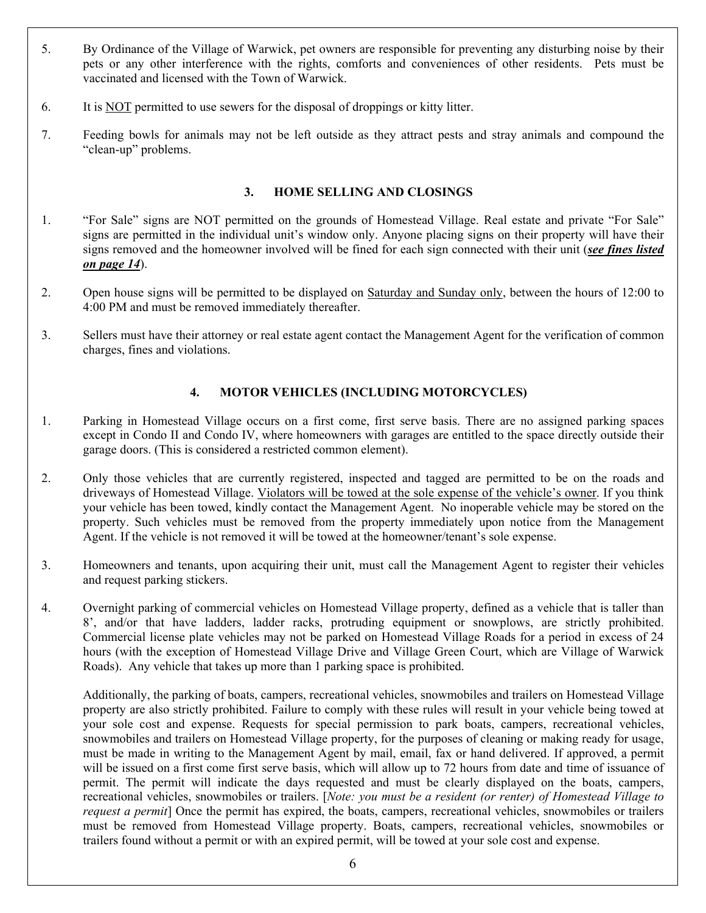5. By Ordinance of the Village of Warwick, pet owners are responsible for preventing any disturbing noise by their pets or any other interference with the rights, comforts and conveniences of other residents. Pets must be vaccinated and licensed with the Town of Warwick.

6. It is <u>NOT</u> permitted to use sewers for the disposal of droppings or kitty litter.

7. Feeding bowls for animals may not be left outside as they attract pests and stray animals and compound the "clean-up" problems.

### 3. HOME SELLING AND CLOSINGS

1. "For Sale" signs are NOT permitted on the grounds of Homestead Village. Real estate and private "For Sale" signs are permitted in the individual unit's window only. Anyone placing signs on their property will have their signs removed and the homeowner involved will be fined for each sign connected with their unit (***<u>see fines listed on page 14</u>***).

2. Open house signs will be permitted to be displayed on <u>Saturday and Sunday only</u>, between the hours of 12:00 to 4:00 PM and must be removed immediately thereafter.

3. Sellers must have their attorney or real estate agent contact the Management Agent for the verification of common charges, fines and violations.

### 4. MOTOR VEHICLES (INCLUDING MOTORCYCLES)

1. Parking in Homestead Village occurs on a first come, first serve basis. There are no assigned parking spaces except in Condo II and Condo IV, where homeowners with garages are entitled to the space directly outside their garage doors. (This is considered a restricted common element).

2. Only those vehicles that are currently registered, inspected and tagged are permitted to be on the roads and driveways of Homestead Village. <u>Violators will be towed at the sole expense of the vehicle's owner</u>. If you think your vehicle has been towed, kindly contact the Management Agent. No inoperable vehicle may be stored on the property. Such vehicles must be removed from the property immediately upon notice from the Management Agent. If the vehicle is not removed it will be towed at the homeowner/tenant's sole expense.

3. Homeowners and tenants, upon acquiring their unit, must call the Management Agent to register their vehicles and request parking stickers.

4. Overnight parking of commercial vehicles on Homestead Village property, defined as a vehicle that is taller than 8', and/or that have ladders, ladder racks, protruding equipment or snowplows, are strictly prohibited. Commercial license plate vehicles may not be parked on Homestead Village Roads for a period in excess of 24 hours (with the exception of Homestead Village Drive and Village Green Court, which are Village of Warwick Roads). Any vehicle that takes up more than 1 parking space is prohibited.

   Additionally, the parking of boats, campers, recreational vehicles, snowmobiles and trailers on Homestead Village property are also strictly prohibited. Failure to comply with these rules will result in your vehicle being towed at your sole cost and expense. Requests for special permission to park boats, campers, recreational vehicles, snowmobiles and trailers on Homestead Village property, for the purposes of cleaning or making ready for usage, must be made in writing to the Management Agent by mail, email, fax or hand delivered. If approved, a permit will be issued on a first come first serve basis, which will allow up to 72 hours from date and time of issuance of permit. The permit will indicate the days requested and must be clearly displayed on the boats, campers, recreational vehicles, snowmobiles or trailers. [*Note: you must be a resident (or renter) of Homestead Village to request a permit*] Once the permit has expired, the boats, campers, recreational vehicles, snowmobiles or trailers must be removed from Homestead Village property. Boats, campers, recreational vehicles, snowmobiles or trailers found without a permit or with an expired permit, will be towed at your sole cost and expense.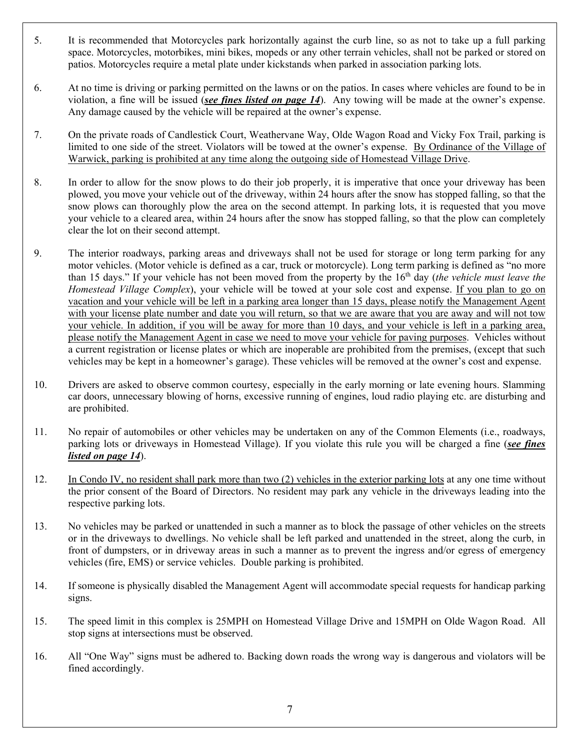5. It is recommended that Motorcycles park horizontally against the curb line, so as not to take up a full parking space. Motorcycles, motorbikes, mini bikes, mopeds or any other terrain vehicles, shall not be parked or stored on patios. Motorcycles require a metal plate under kickstands when parked in association parking lots.

6. At no time is driving or parking permitted on the lawns or on the patios. In cases where vehicles are found to be in violation, a fine will be issued (***see fines listed on page 14***). Any towing will be made at the owner's expense. Any damage caused by the vehicle will be repaired at the owner's expense.

7. On the private roads of Candlestick Court, Weathervane Way, Olde Wagon Road and Vicky Fox Trail, parking is limited to one side of the street. Violators will be towed at the owner's expense. <u>By Ordinance of the Village of Warwick, parking is prohibited at any time along the outgoing side of Homestead Village Drive</u>.

8. In order to allow for the snow plows to do their job properly, it is imperative that once your driveway has been plowed, you move your vehicle out of the driveway, within 24 hours after the snow has stopped falling, so that the snow plows can thoroughly plow the area on the second attempt. In parking lots, it is requested that you move your vehicle to a cleared area, within 24 hours after the snow has stopped falling, so that the plow can completely clear the lot on their second attempt.

9. The interior roadways, parking areas and driveways shall not be used for storage or long term parking for any motor vehicles. (Motor vehicle is defined as a car, truck or motorcycle). Long term parking is defined as "no more than 15 days." If your vehicle has not been moved from the property by the 16th day (*the vehicle must leave the Homestead Village Complex*), your vehicle will be towed at your sole cost and expense. <u>If you plan to go on vacation and your vehicle will be left in a parking area longer than 15 days, please notify the Management Agent with your license plate number and date you will return, so that we are aware that you are away and will not tow your vehicle. In addition, if you will be away for more than 10 days, and your vehicle is left in a parking area, please notify the Management Agent in case we need to move your vehicle for paving purposes</u>. Vehicles without a current registration or license plates or which are inoperable are prohibited from the premises, (except that such vehicles may be kept in a homeowner's garage). These vehicles will be removed at the owner's cost and expense.

10. Drivers are asked to observe common courtesy, especially in the early morning or late evening hours. Slamming car doors, unnecessary blowing of horns, excessive running of engines, loud radio playing etc. are disturbing and are prohibited.

11. No repair of automobiles or other vehicles may be undertaken on any of the Common Elements (i.e., roadways, parking lots or driveways in Homestead Village). If you violate this rule you will be charged a fine (***see fines listed on page 14***).

12. <u>In Condo IV, no resident shall park more than two (2) vehicles in the exterior parking lots</u> at any one time without the prior consent of the Board of Directors. No resident may park any vehicle in the driveways leading into the respective parking lots.

13. No vehicles may be parked or unattended in such a manner as to block the passage of other vehicles on the streets or in the driveways to dwellings. No vehicle shall be left parked and unattended in the street, along the curb, in front of dumpsters, or in driveway areas in such a manner as to prevent the ingress and/or egress of emergency vehicles (fire, EMS) or service vehicles. Double parking is prohibited.

14. If someone is physically disabled the Management Agent will accommodate special requests for handicap parking signs.

15. The speed limit in this complex is 25MPH on Homestead Village Drive and 15MPH on Olde Wagon Road. All stop signs at intersections must be observed.

16. All "One Way" signs must be adhered to. Backing down roads the wrong way is dangerous and violators will be fined accordingly.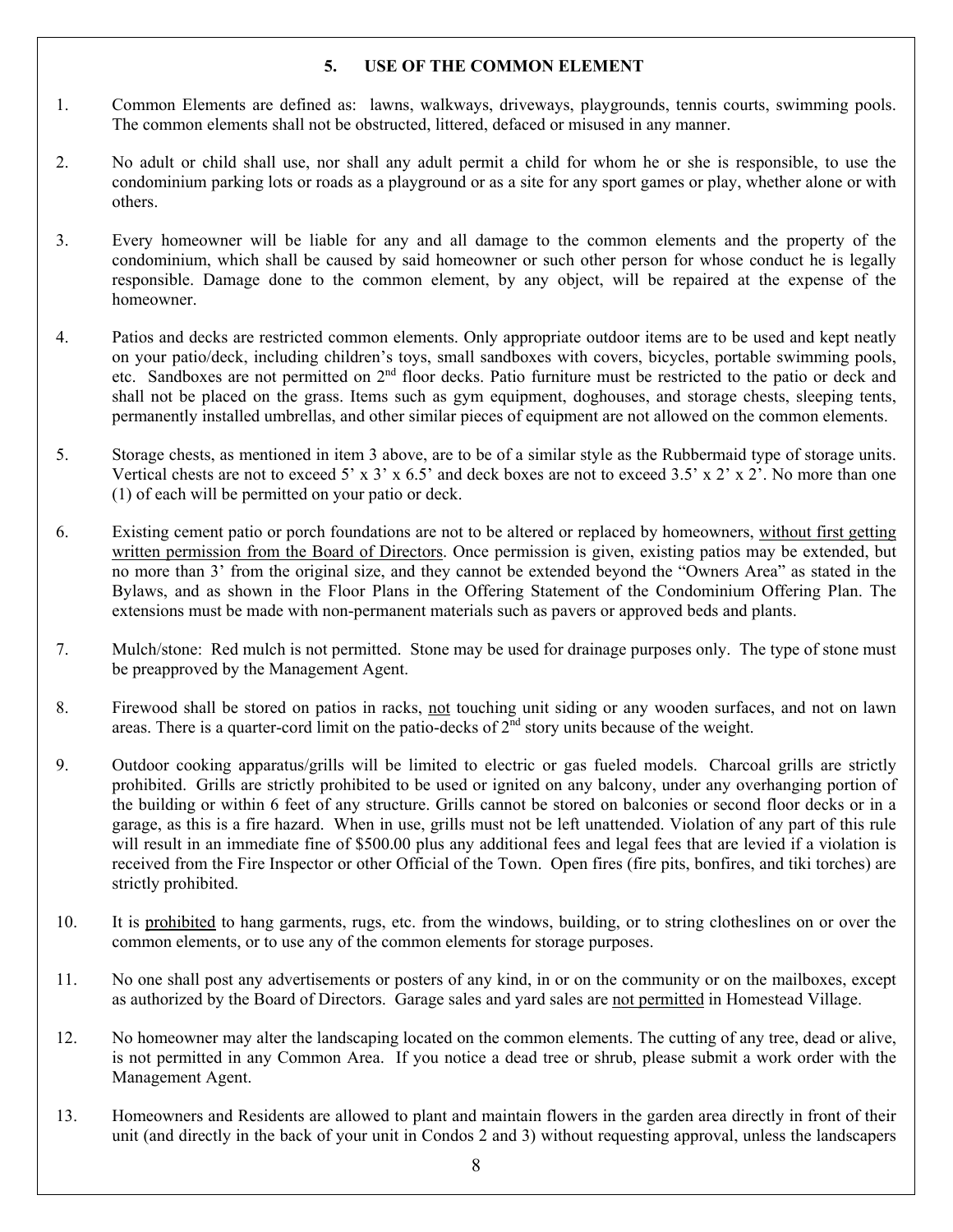## 5. USE OF THE COMMON ELEMENT

1. Common Elements are defined as: lawns, walkways, driveways, playgrounds, tennis courts, swimming pools. The common elements shall not be obstructed, littered, defaced or misused in any manner.

2. No adult or child shall use, nor shall any adult permit a child for whom he or she is responsible, to use the condominium parking lots or roads as a playground or as a site for any sport games or play, whether alone or with others.

3. Every homeowner will be liable for any and all damage to the common elements and the property of the condominium, which shall be caused by said homeowner or such other person for whose conduct he is legally responsible. Damage done to the common element, by any object, will be repaired at the expense of the homeowner.

4. Patios and decks are restricted common elements. Only appropriate outdoor items are to be used and kept neatly on your patio/deck, including children's toys, small sandboxes with covers, bicycles, portable swimming pools, etc. Sandboxes are not permitted on 2nd floor decks. Patio furniture must be restricted to the patio or deck and shall not be placed on the grass. Items such as gym equipment, doghouses, and storage chests, sleeping tents, permanently installed umbrellas, and other similar pieces of equipment are not allowed on the common elements.

5. Storage chests, as mentioned in item 3 above, are to be of a similar style as the Rubbermaid type of storage units. Vertical chests are not to exceed 5' x 3' x 6.5' and deck boxes are not to exceed 3.5' x 2' x 2'. No more than one (1) of each will be permitted on your patio or deck.

6. Existing cement patio or porch foundations are not to be altered or replaced by homeowners, <u>without first getting written permission from the Board of Directors</u>. Once permission is given, existing patios may be extended, but no more than 3' from the original size, and they cannot be extended beyond the "Owners Area" as stated in the Bylaws, and as shown in the Floor Plans in the Offering Statement of the Condominium Offering Plan. The extensions must be made with non-permanent materials such as pavers or approved beds and plants.

7. Mulch/stone: Red mulch is not permitted. Stone may be used for drainage purposes only. The type of stone must be preapproved by the Management Agent.

8. Firewood shall be stored on patios in racks, <u>not</u> touching unit siding or any wooden surfaces, and not on lawn areas. There is a quarter-cord limit on the patio-decks of 2nd story units because of the weight.

9. Outdoor cooking apparatus/grills will be limited to electric or gas fueled models. Charcoal grills are strictly prohibited. Grills are strictly prohibited to be used or ignited on any balcony, under any overhanging portion of the building or within 6 feet of any structure. Grills cannot be stored on balconies or second floor decks or in a garage, as this is a fire hazard. When in use, grills must not be left unattended. Violation of any part of this rule will result in an immediate fine of $500.00 plus any additional fees and legal fees that are levied if a violation is received from the Fire Inspector or other Official of the Town. Open fires (fire pits, bonfires, and tiki torches) are strictly prohibited.

10. It is <u>prohibited</u> to hang garments, rugs, etc. from the windows, building, or to string clotheslines on or over the common elements, or to use any of the common elements for storage purposes.

11. No one shall post any advertisements or posters of any kind, in or on the community or on the mailboxes, except as authorized by the Board of Directors. Garage sales and yard sales are <u>not permitted</u> in Homestead Village.

12. No homeowner may alter the landscaping located on the common elements. The cutting of any tree, dead or alive, is not permitted in any Common Area. If you notice a dead tree or shrub, please submit a work order with the Management Agent.

13. Homeowners and Residents are allowed to plant and maintain flowers in the garden area directly in front of their unit (and directly in the back of your unit in Condos 2 and 3) without requesting approval, unless the landscapers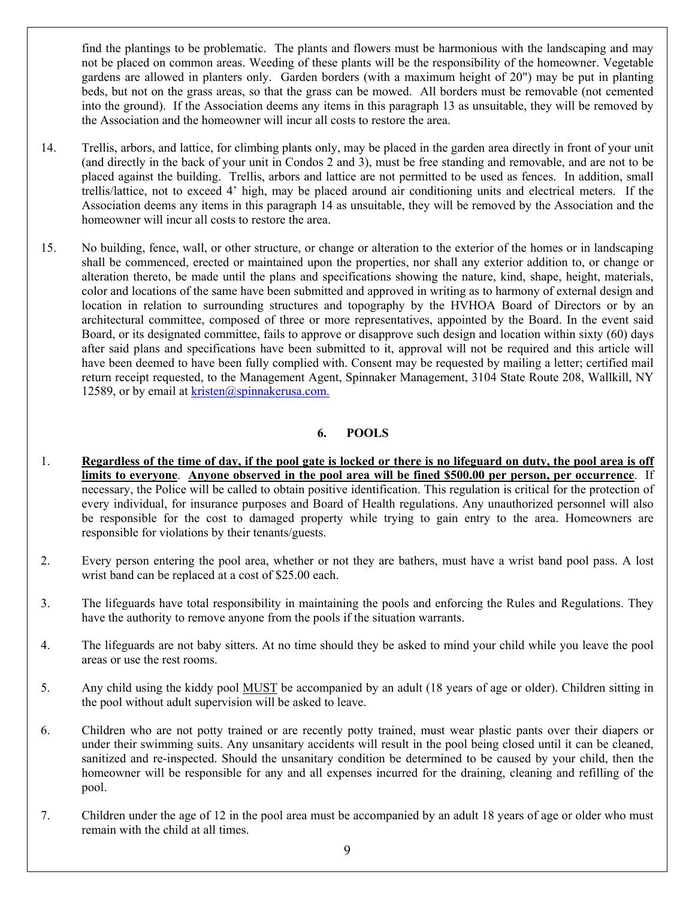find the plantings to be problematic. The plants and flowers must be harmonious with the landscaping and may not be placed on common areas. Weeding of these plants will be the responsibility of the homeowner. Vegetable gardens are allowed in planters only. Garden borders (with a maximum height of 20") may be put in planting beds, but not on the grass areas, so that the grass can be mowed. All borders must be removable (not cemented into the ground). If the Association deems any items in this paragraph 13 as unsuitable, they will be removed by the Association and the homeowner will incur all costs to restore the area.

14. Trellis, arbors, and lattice, for climbing plants only, may be placed in the garden area directly in front of your unit (and directly in the back of your unit in Condos 2 and 3), must be free standing and removable, and are not to be placed against the building. Trellis, arbors and lattice are not permitted to be used as fences. In addition, small trellis/lattice, not to exceed 4' high, may be placed around air conditioning units and electrical meters. If the Association deems any items in this paragraph 14 as unsuitable, they will be removed by the Association and the homeowner will incur all costs to restore the area.

15. No building, fence, wall, or other structure, or change or alteration to the exterior of the homes or in landscaping shall be commenced, erected or maintained upon the properties, nor shall any exterior addition to, or change or alteration thereto, be made until the plans and specifications showing the nature, kind, shape, height, materials, color and locations of the same have been submitted and approved in writing as to harmony of external design and location in relation to surrounding structures and topography by the HVHOA Board of Directors or by an architectural committee, composed of three or more representatives, appointed by the Board. In the event said Board, or its designated committee, fails to approve or disapprove such design and location within sixty (60) days after said plans and specifications have been submitted to it, approval will not be required and this article will have been deemed to have been fully complied with. Consent may be requested by mailing a letter; certified mail return receipt requested, to the Management Agent, Spinnaker Management, 3104 State Route 208, Wallkill, NY 12589, or by email at kristen@spinnakerusa.com.

## 6. POOLS

1. **Regardless of the time of day, if the pool gate is locked or there is no lifeguard on duty, the pool area is off limits to everyone**. **Anyone observed in the pool area will be fined $500.00 per person, per occurrence**. If necessary, the Police will be called to obtain positive identification. This regulation is critical for the protection of every individual, for insurance purposes and Board of Health regulations. Any unauthorized personnel will also be responsible for the cost to damaged property while trying to gain entry to the area. Homeowners are responsible for violations by their tenants/guests.

2. Every person entering the pool area, whether or not they are bathers, must have a wrist band pool pass. A lost wrist band can be replaced at a cost of $25.00 each.

3. The lifeguards have total responsibility in maintaining the pools and enforcing the Rules and Regulations. They have the authority to remove anyone from the pools if the situation warrants.

4. The lifeguards are not baby sitters. At no time should they be asked to mind your child while you leave the pool areas or use the rest rooms.

5. Any child using the kiddy pool MUST be accompanied by an adult (18 years of age or older). Children sitting in the pool without adult supervision will be asked to leave.

6. Children who are not potty trained or are recently potty trained, must wear plastic pants over their diapers or under their swimming suits. Any unsanitary accidents will result in the pool being closed until it can be cleaned, sanitized and re-inspected. Should the unsanitary condition be determined to be caused by your child, then the homeowner will be responsible for any and all expenses incurred for the draining, cleaning and refilling of the pool.

7. Children under the age of 12 in the pool area must be accompanied by an adult 18 years of age or older who must remain with the child at all times.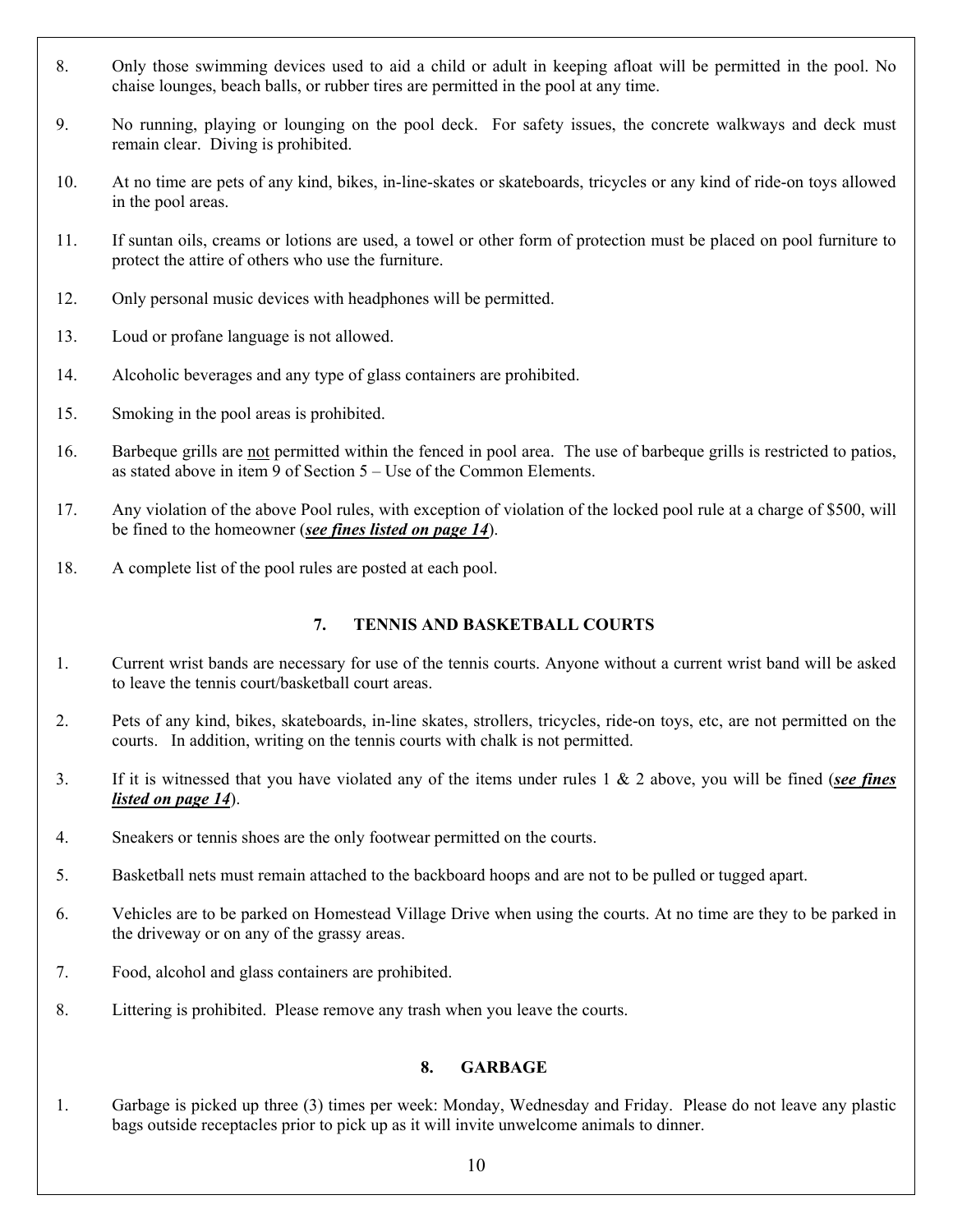8. Only those swimming devices used to aid a child or adult in keeping afloat will be permitted in the pool. No chaise lounges, beach balls, or rubber tires are permitted in the pool at any time.

9. No running, playing or lounging on the pool deck. For safety issues, the concrete walkways and deck must remain clear. Diving is prohibited.

10. At no time are pets of any kind, bikes, in-line-skates or skateboards, tricycles or any kind of ride-on toys allowed in the pool areas.

11. If suntan oils, creams or lotions are used, a towel or other form of protection must be placed on pool furniture to protect the attire of others who use the furniture.

12. Only personal music devices with headphones will be permitted.

13. Loud or profane language is not allowed.

14. Alcoholic beverages and any type of glass containers are prohibited.

15. Smoking in the pool areas is prohibited.

16. Barbeque grills are <u>not</u> permitted within the fenced in pool area. The use of barbeque grills is restricted to patios, as stated above in item 9 of Section 5 – Use of the Common Elements.

17. Any violation of the above Pool rules, with exception of violation of the locked pool rule at a charge of $500, will be fined to the homeowner (***<u>see fines listed on page 14</u>***).

18. A complete list of the pool rules are posted at each pool.

## 7. TENNIS AND BASKETBALL COURTS

1. Current wrist bands are necessary for use of the tennis courts. Anyone without a current wrist band will be asked to leave the tennis court/basketball court areas.

2. Pets of any kind, bikes, skateboards, in-line skates, strollers, tricycles, ride-on toys, etc, are not permitted on the courts. In addition, writing on the tennis courts with chalk is not permitted.

3. If it is witnessed that you have violated any of the items under rules 1 & 2 above, you will be fined (***<u>see fines listed on page 14</u>***).

4. Sneakers or tennis shoes are the only footwear permitted on the courts.

5. Basketball nets must remain attached to the backboard hoops and are not to be pulled or tugged apart.

6. Vehicles are to be parked on Homestead Village Drive when using the courts. At no time are they to be parked in the driveway or on any of the grassy areas.

7. Food, alcohol and glass containers are prohibited.

8. Littering is prohibited. Please remove any trash when you leave the courts.

## 8. GARBAGE

1. Garbage is picked up three (3) times per week: Monday, Wednesday and Friday. Please do not leave any plastic bags outside receptacles prior to pick up as it will invite unwelcome animals to dinner.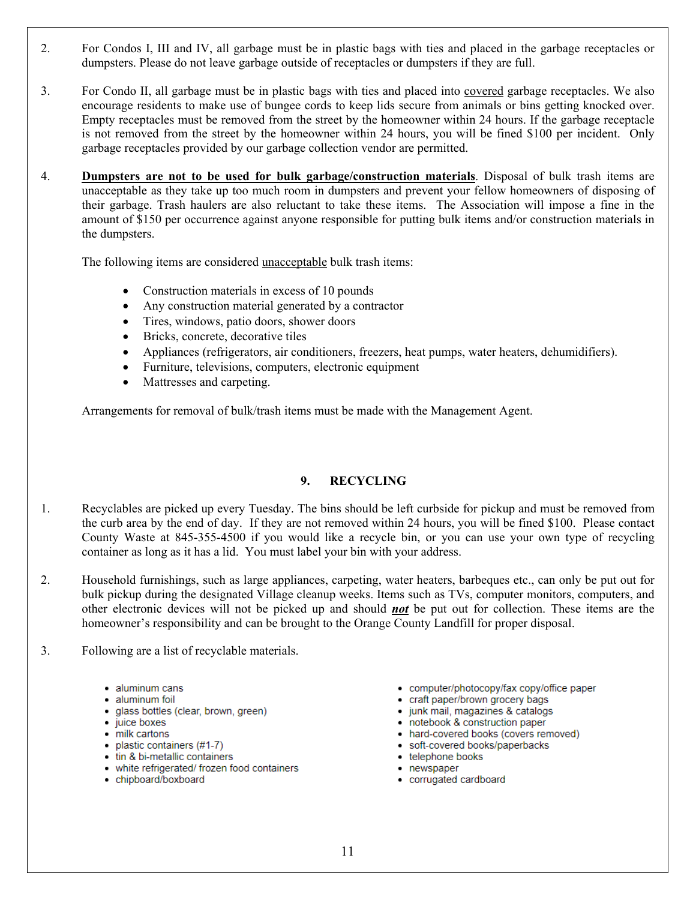2. For Condos I, III and IV, all garbage must be in plastic bags with ties and placed in the garbage receptacles or dumpsters. Please do not leave garbage outside of receptacles or dumpsters if they are full.

3. For Condo II, all garbage must be in plastic bags with ties and placed into <u>covered</u> garbage receptacles. We also encourage residents to make use of bungee cords to keep lids secure from animals or bins getting knocked over. Empty receptacles must be removed from the street by the homeowner within 24 hours. If the garbage receptacle is not removed from the street by the homeowner within 24 hours, you will be fined $100 per incident. Only garbage receptacles provided by our garbage collection vendor are permitted.

4. **<u>Dumpsters are not to be used for bulk garbage/construction materials</u>**. Disposal of bulk trash items are unacceptable as they take up too much room in dumpsters and prevent your fellow homeowners of disposing of their garbage. Trash haulers are also reluctant to take these items. The Association will impose a fine in the amount of $150 per occurrence against anyone responsible for putting bulk items and/or construction materials in the dumpsters.

   The following items are considered <u>unacceptable</u> bulk trash items:

   - Construction materials in excess of 10 pounds
   - Any construction material generated by a contractor
   - Tires, windows, patio doors, shower doors
   - Bricks, concrete, decorative tiles
   - Appliances (refrigerators, air conditioners, freezers, heat pumps, water heaters, dehumidifiers).
   - Furniture, televisions, computers, electronic equipment
   - Mattresses and carpeting.

   Arrangements for removal of bulk/trash items must be made with the Management Agent.

## 9. RECYCLING

1. Recyclables are picked up every Tuesday. The bins should be left curbside for pickup and must be removed from the curb area by the end of day. If they are not removed within 24 hours, you will be fined $100. Please contact County Waste at 845-355-4500 if you would like a recycle bin, or you can use your own type of recycling container as long as it has a lid. You must label your bin with your address.

2. Household furnishings, such as large appliances, carpeting, water heaters, barbeques etc., can only be put out for bulk pickup during the designated Village cleanup weeks. Items such as TVs, computer monitors, computers, and other electronic devices will not be picked up and should ***<u>not</u>*** be put out for collection. These items are the homeowner's responsibility and can be brought to the Orange County Landfill for proper disposal.

3. Following are a list of recyclable materials.

   - aluminum cans
   - aluminum foil
   - glass bottles (clear, brown, green)
   - juice boxes
   - milk cartons
   - plastic containers (#1-7)
   - tin & bi-metallic containers
   - white refrigerated/ frozen food containers
   - chipboard/boxboard
   - computer/photocopy/fax copy/office paper
   - craft paper/brown grocery bags
   - junk mail, magazines & catalogs
   - notebook & construction paper
   - hard-covered books (covers removed)
   - soft-covered books/paperbacks
   - telephone books
   - newspaper
   - corrugated cardboard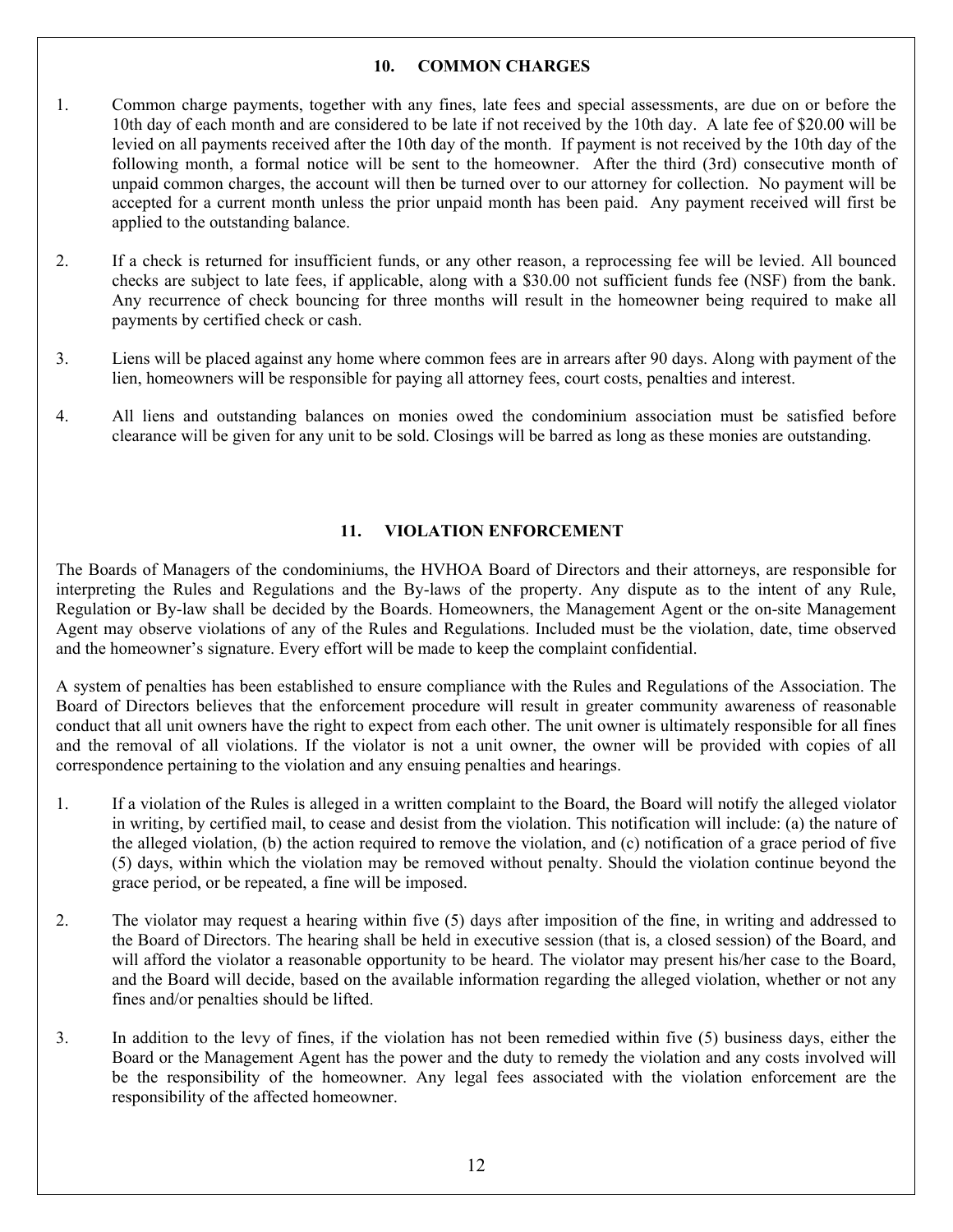## 10. COMMON CHARGES

1. Common charge payments, together with any fines, late fees and special assessments, are due on or before the 10th day of each month and are considered to be late if not received by the 10th day. A late fee of $20.00 will be levied on all payments received after the 10th day of the month. If payment is not received by the 10th day of the following month, a formal notice will be sent to the homeowner. After the third (3rd) consecutive month of unpaid common charges, the account will then be turned over to our attorney for collection. No payment will be accepted for a current month unless the prior unpaid month has been paid. Any payment received will first be applied to the outstanding balance.

2. If a check is returned for insufficient funds, or any other reason, a reprocessing fee will be levied. All bounced checks are subject to late fees, if applicable, along with a $30.00 not sufficient funds fee (NSF) from the bank. Any recurrence of check bouncing for three months will result in the homeowner being required to make all payments by certified check or cash.

3. Liens will be placed against any home where common fees are in arrears after 90 days. Along with payment of the lien, homeowners will be responsible for paying all attorney fees, court costs, penalties and interest.

4. All liens and outstanding balances on monies owed the condominium association must be satisfied before clearance will be given for any unit to be sold. Closings will be barred as long as these monies are outstanding.

## 11. VIOLATION ENFORCEMENT

The Boards of Managers of the condominiums, the HVHOA Board of Directors and their attorneys, are responsible for interpreting the Rules and Regulations and the By-laws of the property. Any dispute as to the intent of any Rule, Regulation or By-law shall be decided by the Boards. Homeowners, the Management Agent or the on-site Management Agent may observe violations of any of the Rules and Regulations. Included must be the violation, date, time observed and the homeowner's signature. Every effort will be made to keep the complaint confidential.

A system of penalties has been established to ensure compliance with the Rules and Regulations of the Association. The Board of Directors believes that the enforcement procedure will result in greater community awareness of reasonable conduct that all unit owners have the right to expect from each other. The unit owner is ultimately responsible for all fines and the removal of all violations. If the violator is not a unit owner, the owner will be provided with copies of all correspondence pertaining to the violation and any ensuing penalties and hearings.

1. If a violation of the Rules is alleged in a written complaint to the Board, the Board will notify the alleged violator in writing, by certified mail, to cease and desist from the violation. This notification will include: (a) the nature of the alleged violation, (b) the action required to remove the violation, and (c) notification of a grace period of five (5) days, within which the violation may be removed without penalty. Should the violation continue beyond the grace period, or be repeated, a fine will be imposed.

2. The violator may request a hearing within five (5) days after imposition of the fine, in writing and addressed to the Board of Directors. The hearing shall be held in executive session (that is, a closed session) of the Board, and will afford the violator a reasonable opportunity to be heard. The violator may present his/her case to the Board, and the Board will decide, based on the available information regarding the alleged violation, whether or not any fines and/or penalties should be lifted.

3. In addition to the levy of fines, if the violation has not been remedied within five (5) business days, either the Board or the Management Agent has the power and the duty to remedy the violation and any costs involved will be the responsibility of the homeowner. Any legal fees associated with the violation enforcement are the responsibility of the affected homeowner.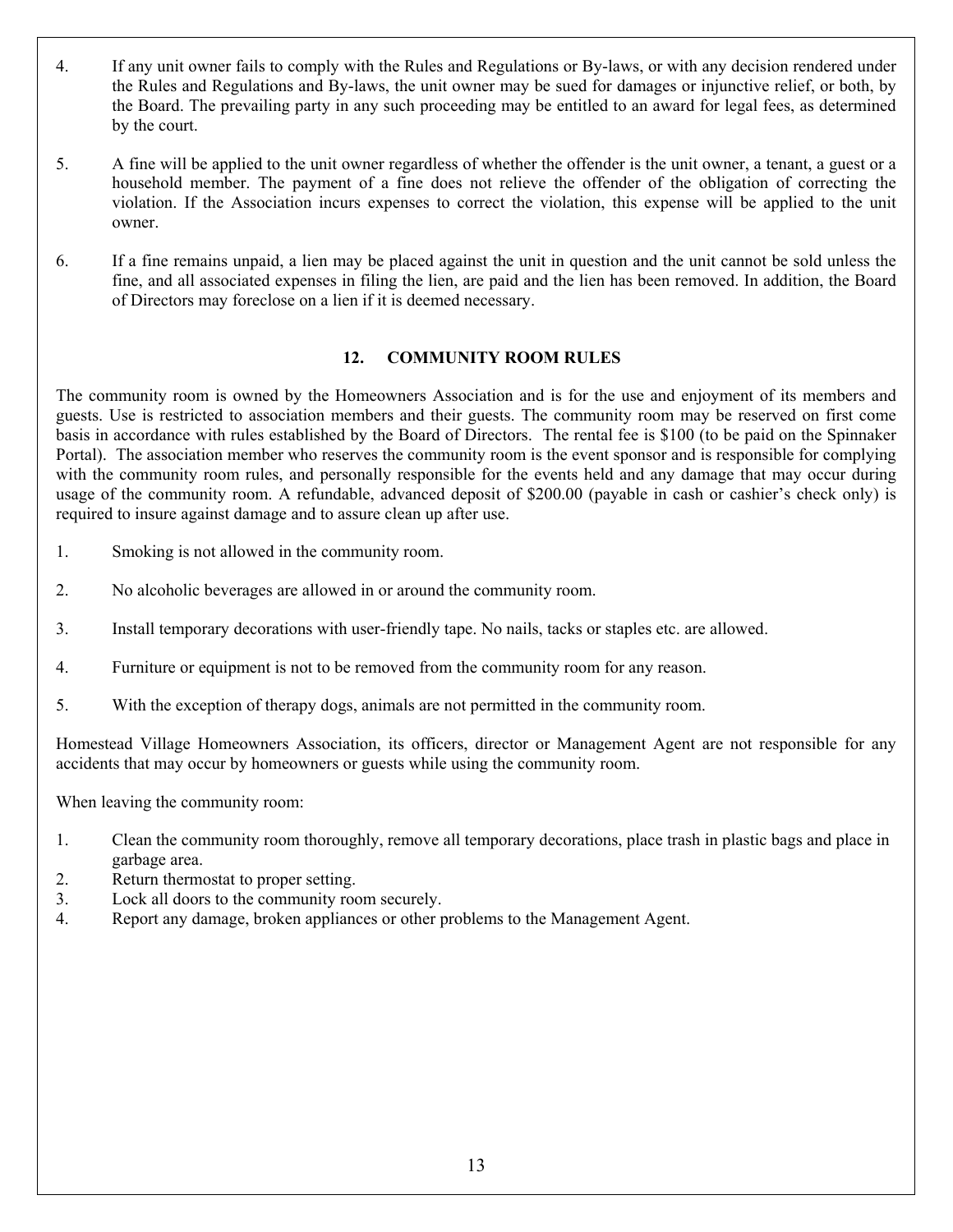4. If any unit owner fails to comply with the Rules and Regulations or By-laws, or with any decision rendered under the Rules and Regulations and By-laws, the unit owner may be sued for damages or injunctive relief, or both, by the Board. The prevailing party in any such proceeding may be entitled to an award for legal fees, as determined by the court.

5. A fine will be applied to the unit owner regardless of whether the offender is the unit owner, a tenant, a guest or a household member. The payment of a fine does not relieve the offender of the obligation of correcting the violation. If the Association incurs expenses to correct the violation, this expense will be applied to the unit owner.

6. If a fine remains unpaid, a lien may be placed against the unit in question and the unit cannot be sold unless the fine, and all associated expenses in filing the lien, are paid and the lien has been removed. In addition, the Board of Directors may foreclose on a lien if it is deemed necessary.

## 12. COMMUNITY ROOM RULES

The community room is owned by the Homeowners Association and is for the use and enjoyment of its members and guests. Use is restricted to association members and their guests. The community room may be reserved on first come basis in accordance with rules established by the Board of Directors. The rental fee is $100 (to be paid on the Spinnaker Portal). The association member who reserves the community room is the event sponsor and is responsible for complying with the community room rules, and personally responsible for the events held and any damage that may occur during usage of the community room. A refundable, advanced deposit of $200.00 (payable in cash or cashier's check only) is required to insure against damage and to assure clean up after use.

1. Smoking is not allowed in the community room.
2. No alcoholic beverages are allowed in or around the community room.
3. Install temporary decorations with user-friendly tape. No nails, tacks or staples etc. are allowed.
4. Furniture or equipment is not to be removed from the community room for any reason.
5. With the exception of therapy dogs, animals are not permitted in the community room.

Homestead Village Homeowners Association, its officers, director or Management Agent are not responsible for any accidents that may occur by homeowners or guests while using the community room.

When leaving the community room:

1. Clean the community room thoroughly, remove all temporary decorations, place trash in plastic bags and place in garbage area.
2. Return thermostat to proper setting.
3. Lock all doors to the community room securely.
4. Report any damage, broken appliances or other problems to the Management Agent.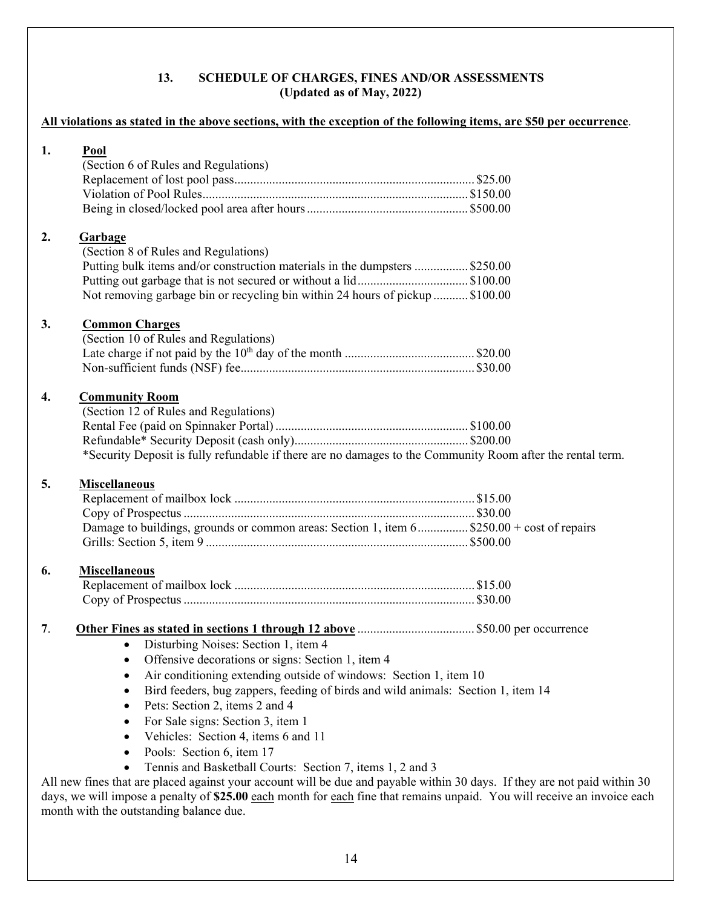## 13. SCHEDULE OF CHARGES, FINES AND/OR ASSESSMENTS (Updated as of May, 2022)

**All violations as stated in the above sections, with the exception of the following items, are $50 per occurrence.**

**1. Pool**

(Section 6 of Rules and Regulations)

Replacement of lost pool pass........................................................................... $25.00
Violation of Pool Rules.................................................................................... $150.00
Being in closed/locked pool area after hours.................................................. $500.00

**2. Garbage**

(Section 8 of Rules and Regulations)

Putting bulk items and/or construction materials in the dumpsters ................. $250.00
Putting out garbage that is not secured or without a lid................................... $100.00
Not removing garbage bin or recycling bin within 24 hours of pickup ........... $100.00

**3. Common Charges**

(Section 10 of Rules and Regulations)

Late charge if not paid by the 10th day of the month ........................................ $20.00
Non-sufficient funds (NSF) fee......................................................................... $30.00

**4. Community Room**

(Section 12 of Rules and Regulations)

Rental Fee (paid on Spinnaker Portal) ............................................................ $100.00
Refundable* Security Deposit (cash only)...................................................... $200.00
*Security Deposit is fully refundable if there are no damages to the Community Room after the rental term.

**5. Miscellaneous**

Replacement of mailbox lock ........................................................................... $15.00
Copy of Prospectus .......................................................................................... $30.00
Damage to buildings, grounds or common areas: Section 1, item 6................ $250.00 + cost of repairs
Grills: Section 5, item 9 .................................................................................. $500.00

**6. Miscellaneous**

Replacement of mailbox lock ........................................................................... $15.00
Copy of Prospectus .......................................................................................... $30.00

**7. Other Fines as stated in sections 1 through 12 above** .................................... $50.00 per occurrence

- Disturbing Noises: Section 1, item 4
- Offensive decorations or signs: Section 1, item 4
- Air conditioning extending outside of windows: Section 1, item 10
- Bird feeders, bug zappers, feeding of birds and wild animals: Section 1, item 14
- Pets: Section 2, items 2 and 4
- For Sale signs: Section 3, item 1
- Vehicles: Section 4, items 6 and 11
- Pools: Section 6, item 17
- Tennis and Basketball Courts: Section 7, items 1, 2 and 3

All new fines that are placed against your account will be due and payable within 30 days. If they are not paid within 30 days, we will impose a penalty of **$25.00** each month for each fine that remains unpaid. You will receive an invoice each month with the outstanding balance due.